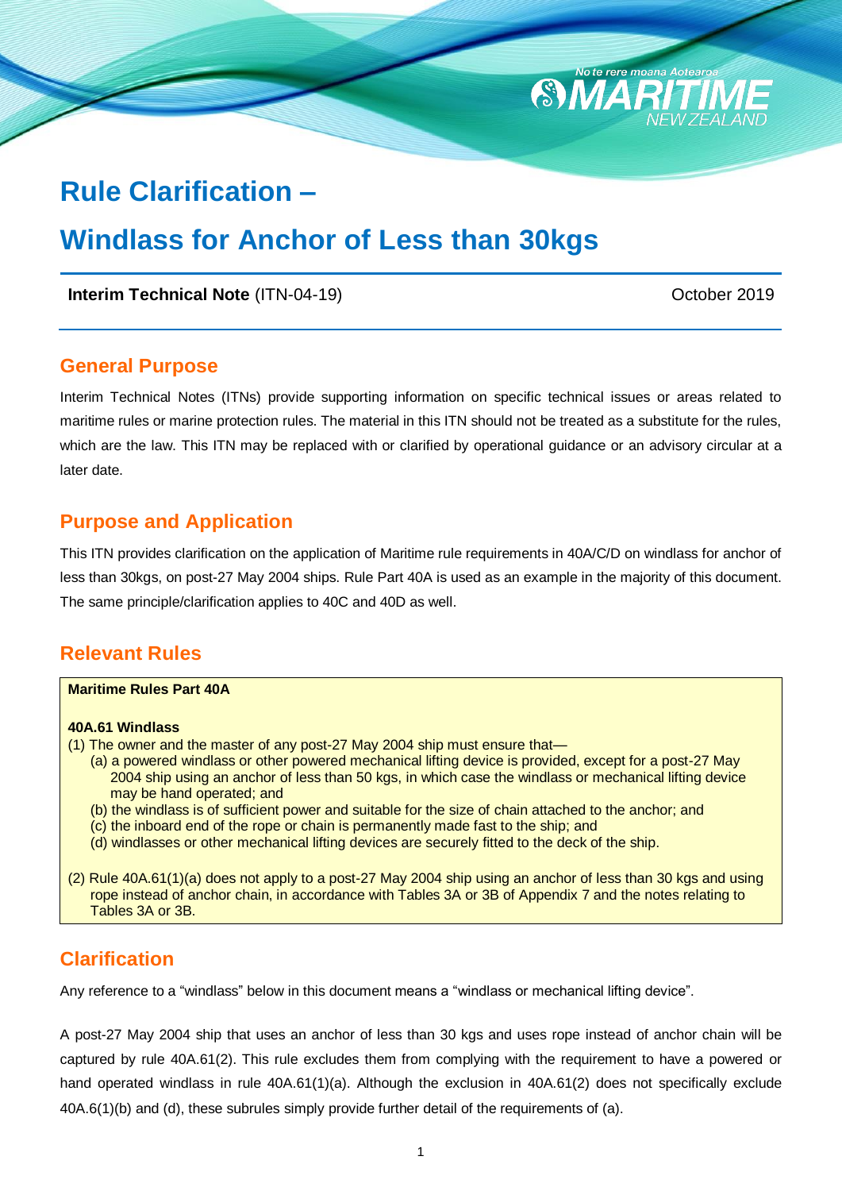# Rule Clarification –

# Windlass for Anchor of Less than 30kgs

**Interim Technical Note** (ITN-04-19) October 2019

## General Purpose

Interim Technical Notes (ITNs) provide supporting information on specific technical issues or areas related to maritime rules or marine protection rules. The material in this ITN should not be treated as a substitute for the rules, which are the law. This ITN may be replaced with or clarified by operational guidance or an advisory circular at a later date.

## Purpose and Application

This ITN provides clarification on the application of Maritime rule requirements in 40A/C/D on windlass for anchor of less than 30kgs, on post-27 May 2004 ships. Rule Part 40A is used as an example in the majority of this document. The same principle/clarification applies to 40C and 40D as well.

## Relevant Rules

**Maritime Rules Part 40A**

**40A.61 Windlass**

(1) The owner and the master of any post-27 May 2004 ship must ensure that—

- (a) a powered windlass or other powered mechanical lifting device is provided, except for a post-27 May 2004 ship using an anchor of less than 50 kgs, in which case the windlass or mechanical lifting device may be hand operated; and
- (b) the windlass is of sufficient power and suitable for the size of chain attached to the anchor; and
- (c) the inboard end of the rope or chain is permanently made fast to the ship; and
- (d) windlasses or other mechanical lifting devices are securely fitted to the deck of the ship.

(2) Rule 40A.61(1)(a) does not apply to a post-27 May 2004 ship using an anchor of less than 30 kgs and using rope instead of anchor chain, in accordance with Tables 3A or 3B of Appendix 7 and the notes relating to Tables 3A or 3B.

## Clarification

Any reference to a "windlass" below in this document means a "windlass or mechanical lifting device".

A post-27 May 2004 ship that uses an anchor of less than 30 kgs and uses rope instead of anchor chain will be captured by rule 40A.61(2). This rule excludes them from complying with the requirement to have a powered or hand operated windlass in rule 40A.61(1)(a). Although the exclusion in 40A.61(2) does not specifically exclude 40A.6(1)(b) and (d), these subrules simply provide further detail of the requirements of (a).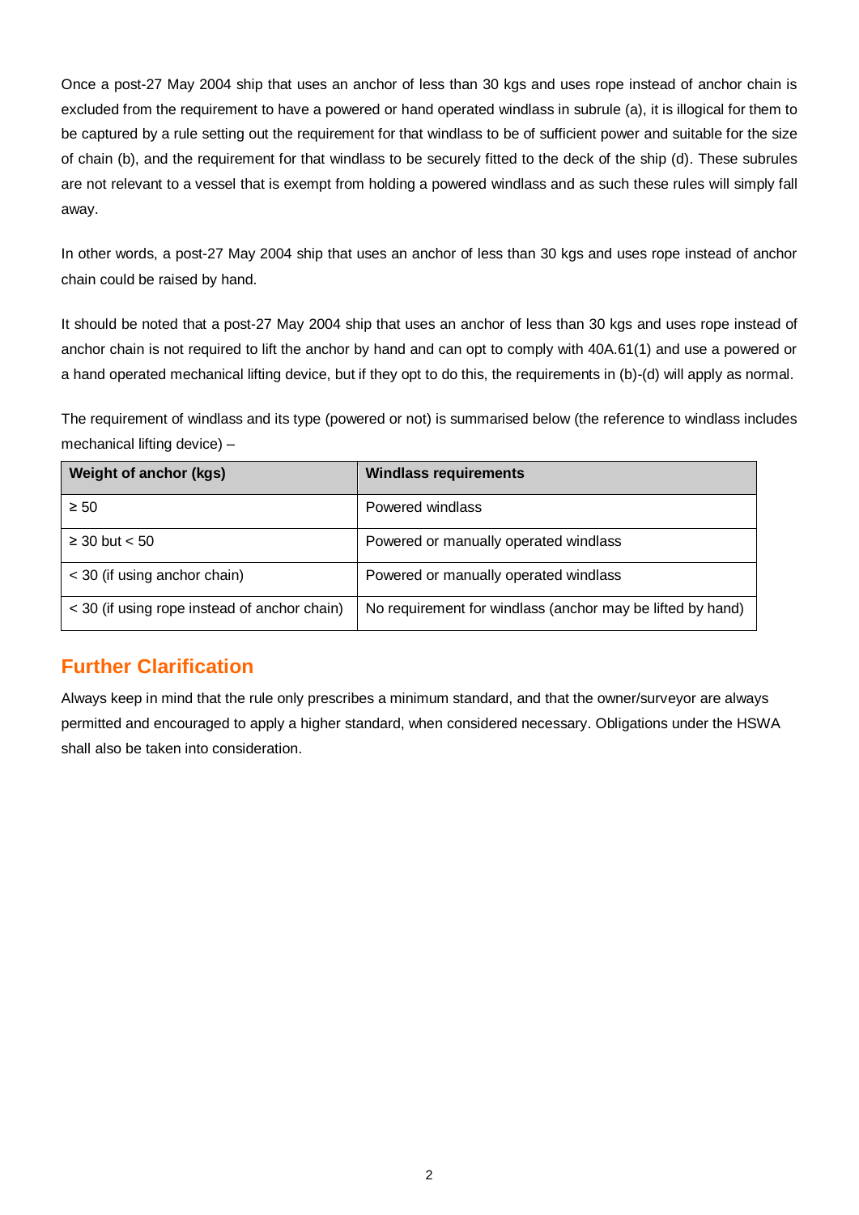Once a post-27 May 2004 ship that uses an anchor of less than 30 kgs and uses rope instead of anchor chain is excluded from the requirement to have a powered or hand operated windlass in subrule (a), it is illogical for them to be captured by a rule setting out the requirement for that windlass to be of sufficient power and suitable for the size of chain (b), and the requirement for that windlass to be securely fitted to the deck of the ship (d). These subrules are not relevant to a vessel that is exempt from holding a powered windlass and as such these rules will simply fall away.

In other words, a post-27 May 2004 ship that uses an anchor of less than 30 kgs and uses rope instead of anchor chain could be raised by hand.

It should be noted that a post-27 May 2004 ship that uses an anchor of less than 30 kgs and uses rope instead of anchor chain is not required to lift the anchor by hand and can opt to comply with 40A.61(1) and use a powered or a hand operated mechanical lifting device, but if they opt to do this, the requirements in (b)-(d) will apply as normal.

The requirement of windlass and its type (powered or not) is summarised below (the reference to windlass includes mechanical lifting device) –

| Weight of anchor (kgs) | Windlass requirements |
|---|---|
| ≥ 50 | Powered windlass |
| ≥ 30 but < 50 | Powered or manually operated windlass |
| < 30 (if using anchor chain) | Powered or manually operated windlass |
| < 30 (if using rope instead of anchor chain) | No requirement for windlass (anchor may be lifted by hand) |

## Further Clarification

Always keep in mind that the rule only prescribes a minimum standard, and that the owner/surveyor are always permitted and encouraged to apply a higher standard, when considered necessary. Obligations under the HSWA shall also be taken into consideration.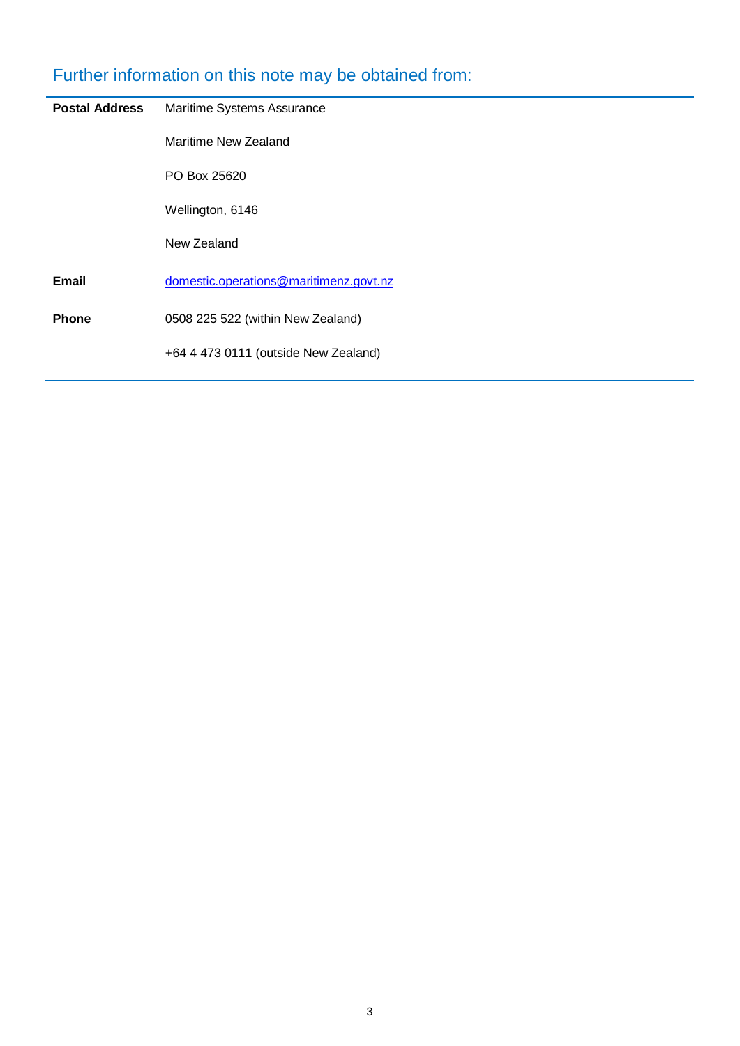## Further information on this note may be obtained from:

| | |
|---|---|
| **Postal Address** | Maritime Systems Assurance |
| | Maritime New Zealand |
| | PO Box 25620 |
| | Wellington, 6146 |
| | New Zealand |
| **Email** | domestic.operations@maritimenz.govt.nz |
| **Phone** | 0508 225 522 (within New Zealand) |
| | +64 4 473 0111 (outside New Zealand) |